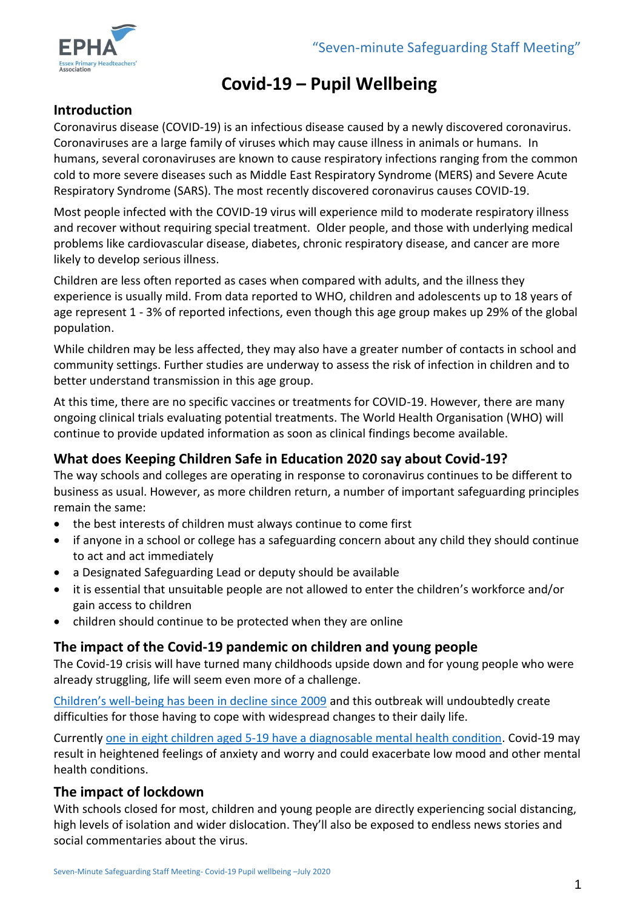"Seven-minute Safeguarding Staff Meeting"

# Covid-19 – Pupil Wellbeing

## Introduction

Coronavirus disease (COVID-19) is an infectious disease caused by a newly discovered coronavirus. Coronaviruses are a large family of viruses which may cause illness in animals or humans. In humans, several coronaviruses are known to cause respiratory infections ranging from the common cold to more severe diseases such as Middle East Respiratory Syndrome (MERS) and Severe Acute Respiratory Syndrome (SARS). The most recently discovered coronavirus causes COVID-19.

Most people infected with the COVID-19 virus will experience mild to moderate respiratory illness and recover without requiring special treatment. Older people, and those with underlying medical problems like cardiovascular disease, diabetes, chronic respiratory disease, and cancer are more likely to develop serious illness.

Children are less often reported as cases when compared with adults, and the illness they experience is usually mild. From data reported to WHO, children and adolescents up to 18 years of age represent 1 - 3% of reported infections, even though this age group makes up 29% of the global population.

While children may be less affected, they may also have a greater number of contacts in school and community settings. Further studies are underway to assess the risk of infection in children and to better understand transmission in this age group.

At this time, there are no specific vaccines or treatments for COVID-19. However, there are many ongoing clinical trials evaluating potential treatments. The World Health Organisation (WHO) will continue to provide updated information as soon as clinical findings become available.

## What does Keeping Children Safe in Education 2020 say about Covid-19?

The way schools and colleges are operating in response to coronavirus continues to be different to business as usual. However, as more children return, a number of important safeguarding principles remain the same:

- the best interests of children must always continue to come first
- if anyone in a school or college has a safeguarding concern about any child they should continue to act and act immediately
- a Designated Safeguarding Lead or deputy should be available
- it is essential that unsuitable people are not allowed to enter the children's workforce and/or gain access to children
- children should continue to be protected when they are online

## The impact of the Covid-19 pandemic on children and young people

The Covid-19 crisis will have turned many childhoods upside down and for young people who were already struggling, life will seem even more of a challenge.

Children's well-being has been in decline since 2009 and this outbreak will undoubtedly create difficulties for those having to cope with widespread changes to their daily life.

Currently one in eight children aged 5-19 have a diagnosable mental health condition. Covid-19 may result in heightened feelings of anxiety and worry and could exacerbate low mood and other mental health conditions.

## The impact of lockdown

With schools closed for most, children and young people are directly experiencing social distancing, high levels of isolation and wider dislocation. They'll also be exposed to endless news stories and social commentaries about the virus.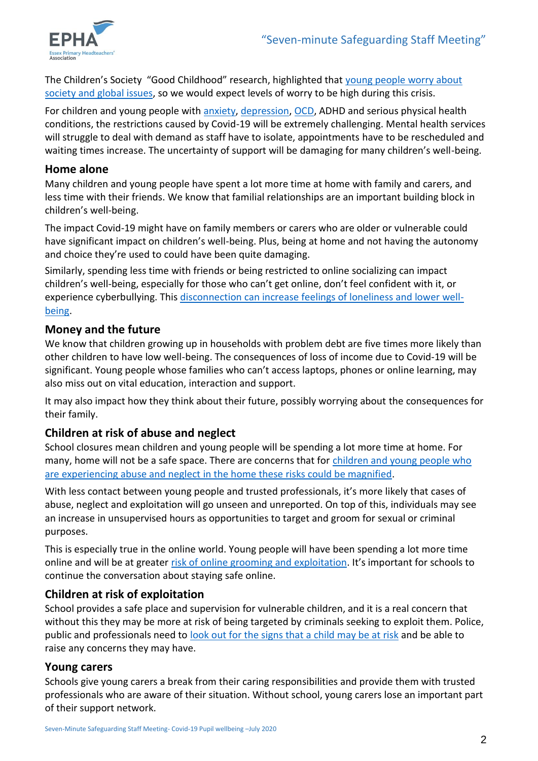The Children's Society "Good Childhood" research, highlighted that young people worry about society and global issues, so we would expect levels of worry to be high during this crisis.

For children and young people with anxiety, depression, OCD, ADHD and serious physical health conditions, the restrictions caused by Covid-19 will be extremely challenging. Mental health services will struggle to deal with demand as staff have to isolate, appointments have to be rescheduled and waiting times increase. The uncertainty of support will be damaging for many children's well-being.

## Home alone

Many children and young people have spent a lot more time at home with family and carers, and less time with their friends. We know that familial relationships are an important building block in children's well-being.

The impact Covid-19 might have on family members or carers who are older or vulnerable could have significant impact on children's well-being. Plus, being at home and not having the autonomy and choice they're used to could have been quite damaging.

Similarly, spending less time with friends or being restricted to online socializing can impact children's well-being, especially for those who can't get online, don't feel confident with it, or experience cyberbullying. This disconnection can increase feelings of loneliness and lower well-being.

## Money and the future

We know that children growing up in households with problem debt are five times more likely than other children to have low well-being. The consequences of loss of income due to Covid-19 will be significant. Young people whose families who can't access laptops, phones or online learning, may also miss out on vital education, interaction and support.

It may also impact how they think about their future, possibly worrying about the consequences for their family.

## Children at risk of abuse and neglect

School closures mean children and young people will be spending a lot more time at home. For many, home will not be a safe space. There are concerns that for children and young people who are experiencing abuse and neglect in the home these risks could be magnified.

With less contact between young people and trusted professionals, it's more likely that cases of abuse, neglect and exploitation will go unseen and unreported. On top of this, individuals may see an increase in unsupervised hours as opportunities to target and groom for sexual or criminal purposes.

This is especially true in the online world. Young people will have been spending a lot more time online and will be at greater risk of online grooming and exploitation. It's important for schools to continue the conversation about staying safe online.

## Children at risk of exploitation

School provides a safe place and supervision for vulnerable children, and it is a real concern that without this they may be more at risk of being targeted by criminals seeking to exploit them. Police, public and professionals need to look out for the signs that a child may be at risk and be able to raise any concerns they may have.

## Young carers

Schools give young carers a break from their caring responsibilities and provide them with trusted professionals who are aware of their situation. Without school, young carers lose an important part of their support network.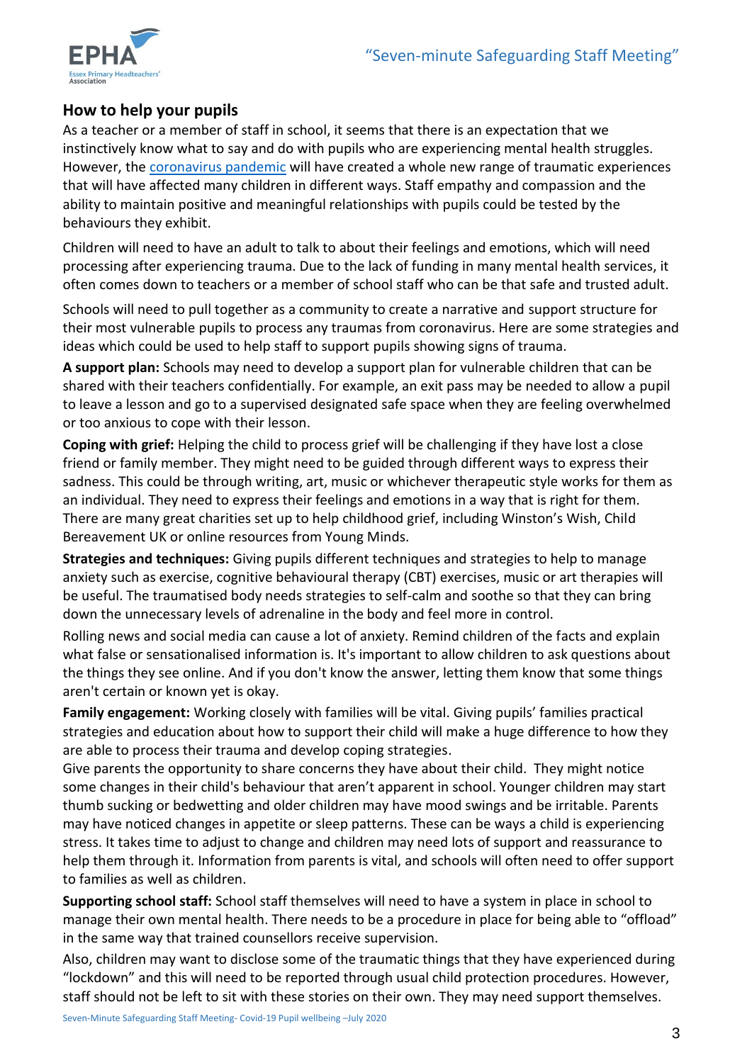## How to help your pupils

As a teacher or a member of staff in school, it seems that there is an expectation that we instinctively know what to say and do with pupils who are experiencing mental health struggles. However, the coronavirus pandemic will have created a whole new range of traumatic experiences that will have affected many children in different ways. Staff empathy and compassion and the ability to maintain positive and meaningful relationships with pupils could be tested by the behaviours they exhibit.

Children will need to have an adult to talk to about their feelings and emotions, which will need processing after experiencing trauma. Due to the lack of funding in many mental health services, it often comes down to teachers or a member of school staff who can be that safe and trusted adult.

Schools will need to pull together as a community to create a narrative and support structure for their most vulnerable pupils to process any traumas from coronavirus. Here are some strategies and ideas which could be used to help staff to support pupils showing signs of trauma.

**A support plan:** Schools may need to develop a support plan for vulnerable children that can be shared with their teachers confidentially. For example, an exit pass may be needed to allow a pupil to leave a lesson and go to a supervised designated safe space when they are feeling overwhelmed or too anxious to cope with their lesson.

**Coping with grief:** Helping the child to process grief will be challenging if they have lost a close friend or family member. They might need to be guided through different ways to express their sadness. This could be through writing, art, music or whichever therapeutic style works for them as an individual. They need to express their feelings and emotions in a way that is right for them. There are many great charities set up to help childhood grief, including Winston's Wish, Child Bereavement UK or online resources from Young Minds.

**Strategies and techniques:** Giving pupils different techniques and strategies to help to manage anxiety such as exercise, cognitive behavioural therapy (CBT) exercises, music or art therapies will be useful. The traumatised body needs strategies to self-calm and soothe so that they can bring down the unnecessary levels of adrenaline in the body and feel more in control.

Rolling news and social media can cause a lot of anxiety. Remind children of the facts and explain what false or sensationalised information is. It's important to allow children to ask questions about the things they see online. And if you don't know the answer, letting them know that some things aren't certain or known yet is okay.

**Family engagement:** Working closely with families will be vital. Giving pupils' families practical strategies and education about how to support their child will make a huge difference to how they are able to process their trauma and develop coping strategies.

Give parents the opportunity to share concerns they have about their child. They might notice some changes in their child's behaviour that aren't apparent in school. Younger children may start thumb sucking or bedwetting and older children may have mood swings and be irritable. Parents may have noticed changes in appetite or sleep patterns. These can be ways a child is experiencing stress. It takes time to adjust to change and children may need lots of support and reassurance to help them through it. Information from parents is vital, and schools will often need to offer support to families as well as children.

**Supporting school staff:** School staff themselves will need to have a system in place in school to manage their own mental health. There needs to be a procedure in place for being able to "offload" in the same way that trained counsellors receive supervision.

Also, children may want to disclose some of the traumatic things that they have experienced during "lockdown" and this will need to be reported through usual child protection procedures. However, staff should not be left to sit with these stories on their own. They may need support themselves.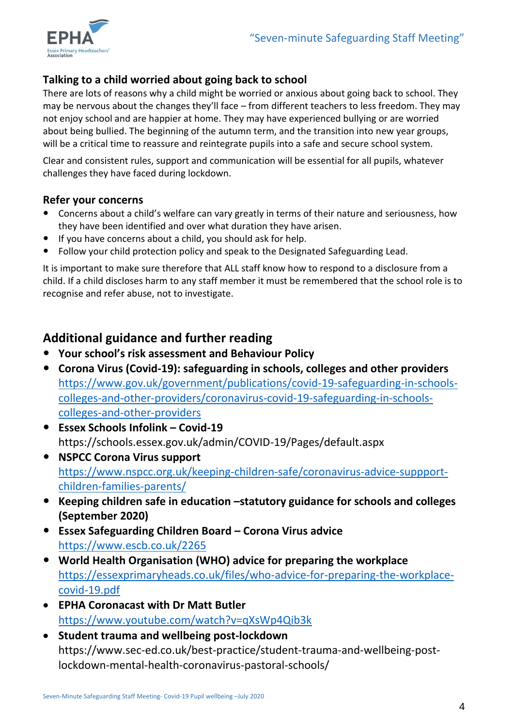### Talking to a child worried about going back to school

There are lots of reasons why a child might be worried or anxious about going back to school. They may be nervous about the changes they'll face – from different teachers to less freedom. They may not enjoy school and are happier at home. They may have experienced bullying or are worried about being bullied. The beginning of the autumn term, and the transition into new year groups, will be a critical time to reassure and reintegrate pupils into a safe and secure school system.

Clear and consistent rules, support and communication will be essential for all pupils, whatever challenges they have faced during lockdown.

### Refer your concerns

- Concerns about a child's welfare can vary greatly in terms of their nature and seriousness, how they have been identified and over what duration they have arisen.
- If you have concerns about a child, you should ask for help.
- Follow your child protection policy and speak to the Designated Safeguarding Lead.

It is important to make sure therefore that ALL staff know how to respond to a disclosure from a child. If a child discloses harm to any staff member it must be remembered that the school role is to recognise and refer abuse, not to investigate.

## Additional guidance and further reading

- **Your school's risk assessment and Behaviour Policy**
- **Corona Virus (Covid-19): safeguarding in schools, colleges and other providers**
  https://www.gov.uk/government/publications/covid-19-safeguarding-in-schools-colleges-and-other-providers/coronavirus-covid-19-safeguarding-in-schools-colleges-and-other-providers
- **Essex Schools Infolink – Covid-19**
  https://schools.essex.gov.uk/admin/COVID-19/Pages/default.aspx
- **NSPCC Corona Virus support**
  https://www.nspcc.org.uk/keeping-children-safe/coronavirus-advice-suppport-children-families-parents/
- **Keeping children safe in education –statutory guidance for schools and colleges (September 2020)**
- **Essex Safeguarding Children Board – Corona Virus advice**
  https://www.escb.co.uk/2265
- **World Health Organisation (WHO) advice for preparing the workplace**
  https://essexprimaryheads.co.uk/files/who-advice-for-preparing-the-workplace-covid-19.pdf
- **EPHA Coronacast with Dr Matt Butler**
  https://www.youtube.com/watch?v=qXsWp4Qib3k
- **Student trauma and wellbeing post-lockdown**
  https://www.sec-ed.co.uk/best-practice/student-trauma-and-wellbeing-post-lockdown-mental-health-coronavirus-pastoral-schools/